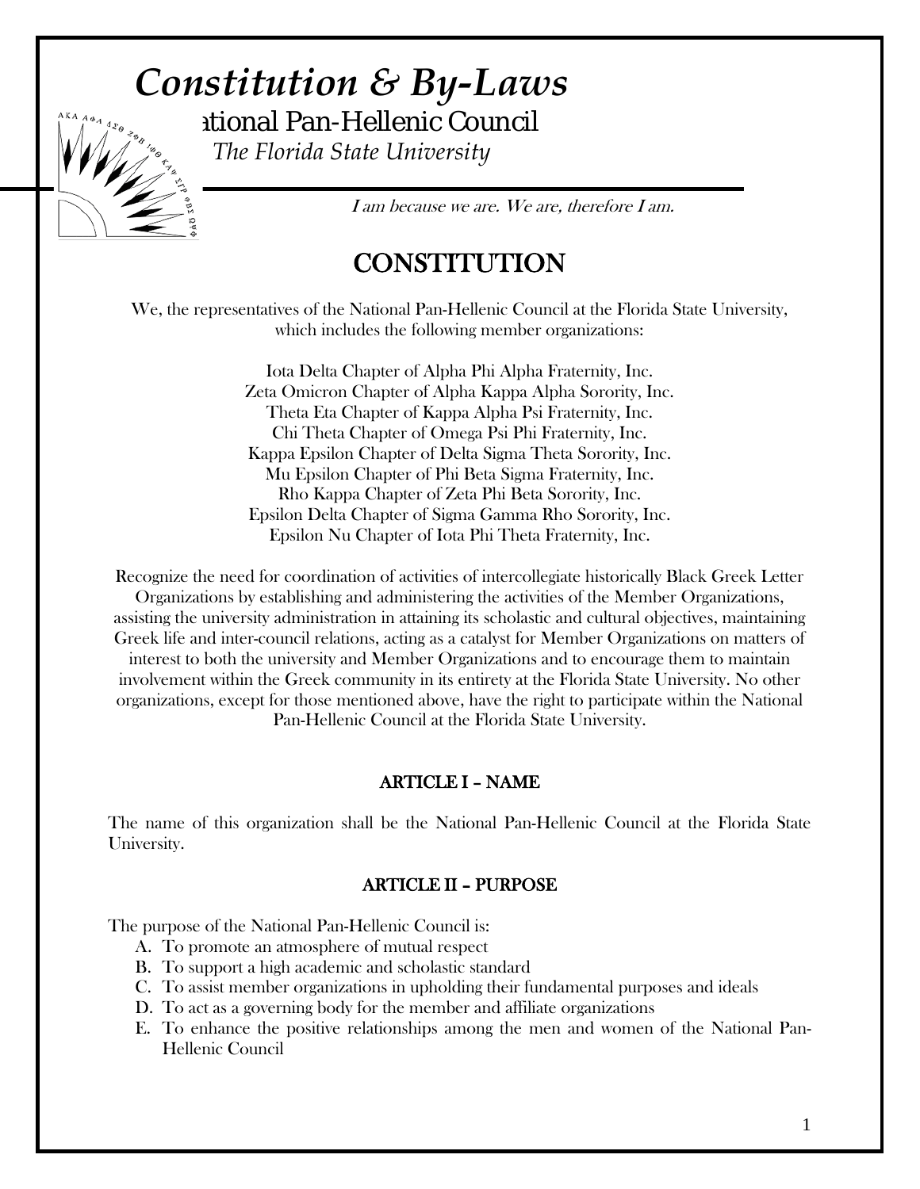# *Constitution & By-Laws*

National Pan-Hellenic Council

*The Florida State University*

*I am because we are. We are, therefore I am.*

## CONSTITUTION

We, the representatives of the National Pan-Hellenic Council at the Florida State University, which includes the following member organizations:

Iota Delta Chapter of Alpha Phi Alpha Fraternity, Inc.
Zeta Omicron Chapter of Alpha Kappa Alpha Sorority, Inc.
Theta Eta Chapter of Kappa Alpha Psi Fraternity, Inc.
Chi Theta Chapter of Omega Psi Phi Fraternity, Inc.
Kappa Epsilon Chapter of Delta Sigma Theta Sorority, Inc.
Mu Epsilon Chapter of Phi Beta Sigma Fraternity, Inc.
Rho Kappa Chapter of Zeta Phi Beta Sorority, Inc.
Epsilon Delta Chapter of Sigma Gamma Rho Sorority, Inc.
Epsilon Nu Chapter of Iota Phi Theta Fraternity, Inc.

Recognize the need for coordination of activities of intercollegiate historically Black Greek Letter Organizations by establishing and administering the activities of the Member Organizations, assisting the university administration in attaining its scholastic and cultural objectives, maintaining Greek life and inter-council relations, acting as a catalyst for Member Organizations on matters of interest to both the university and Member Organizations and to encourage them to maintain involvement within the Greek community in its entirety at the Florida State University. No other organizations, except for those mentioned above, have the right to participate within the National Pan-Hellenic Council at the Florida State University.

### ARTICLE I – NAME

The name of this organization shall be the National Pan-Hellenic Council at the Florida State University.

### ARTICLE II – PURPOSE

The purpose of the National Pan-Hellenic Council is:

A. To promote an atmosphere of mutual respect
B. To support a high academic and scholastic standard
C. To assist member organizations in upholding their fundamental purposes and ideals
D. To act as a governing body for the member and affiliate organizations
E. To enhance the positive relationships among the men and women of the National Pan-Hellenic Council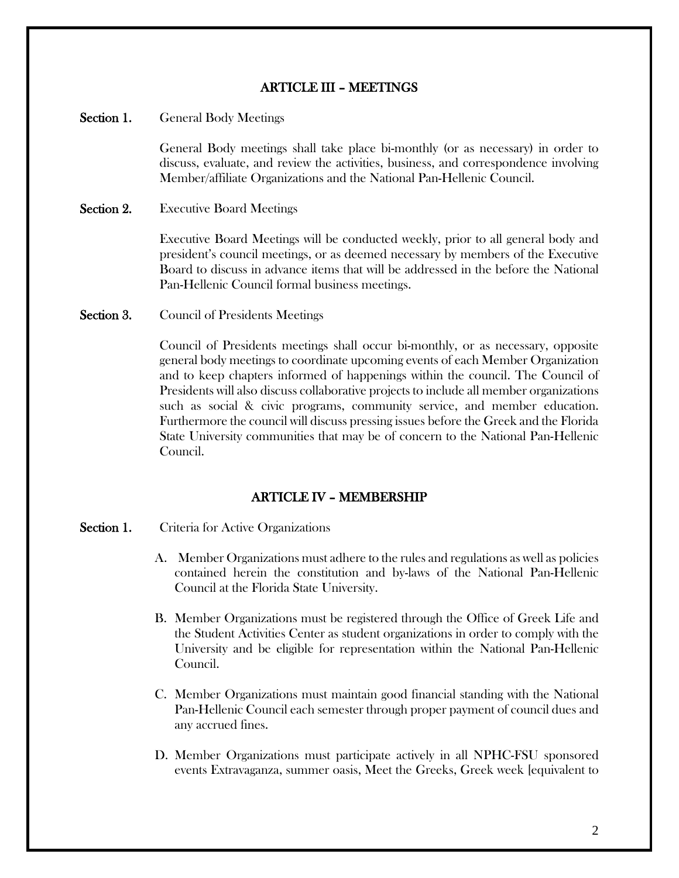## ARTICLE III – MEETINGS

**Section 1.** General Body Meetings

General Body meetings shall take place bi-monthly (or as necessary) in order to discuss, evaluate, and review the activities, business, and correspondence involving Member/affiliate Organizations and the National Pan-Hellenic Council.

**Section 2.** Executive Board Meetings

Executive Board Meetings will be conducted weekly, prior to all general body and president's council meetings, or as deemed necessary by members of the Executive Board to discuss in advance items that will be addressed in the before the National Pan-Hellenic Council formal business meetings.

**Section 3.** Council of Presidents Meetings

Council of Presidents meetings shall occur bi-monthly, or as necessary, opposite general body meetings to coordinate upcoming events of each Member Organization and to keep chapters informed of happenings within the council. The Council of Presidents will also discuss collaborative projects to include all member organizations such as social & civic programs, community service, and member education. Furthermore the council will discuss pressing issues before the Greek and the Florida State University communities that may be of concern to the National Pan-Hellenic Council.

## ARTICLE IV – MEMBERSHIP

**Section 1.** Criteria for Active Organizations

A. Member Organizations must adhere to the rules and regulations as well as policies contained herein the constitution and by-laws of the National Pan-Hellenic Council at the Florida State University.

B. Member Organizations must be registered through the Office of Greek Life and the Student Activities Center as student organizations in order to comply with the University and be eligible for representation within the National Pan-Hellenic Council.

C. Member Organizations must maintain good financial standing with the National Pan-Hellenic Council each semester through proper payment of council dues and any accrued fines.

D. Member Organizations must participate actively in all NPHC-FSU sponsored events Extravaganza, summer oasis, Meet the Greeks, Greek week [equivalent to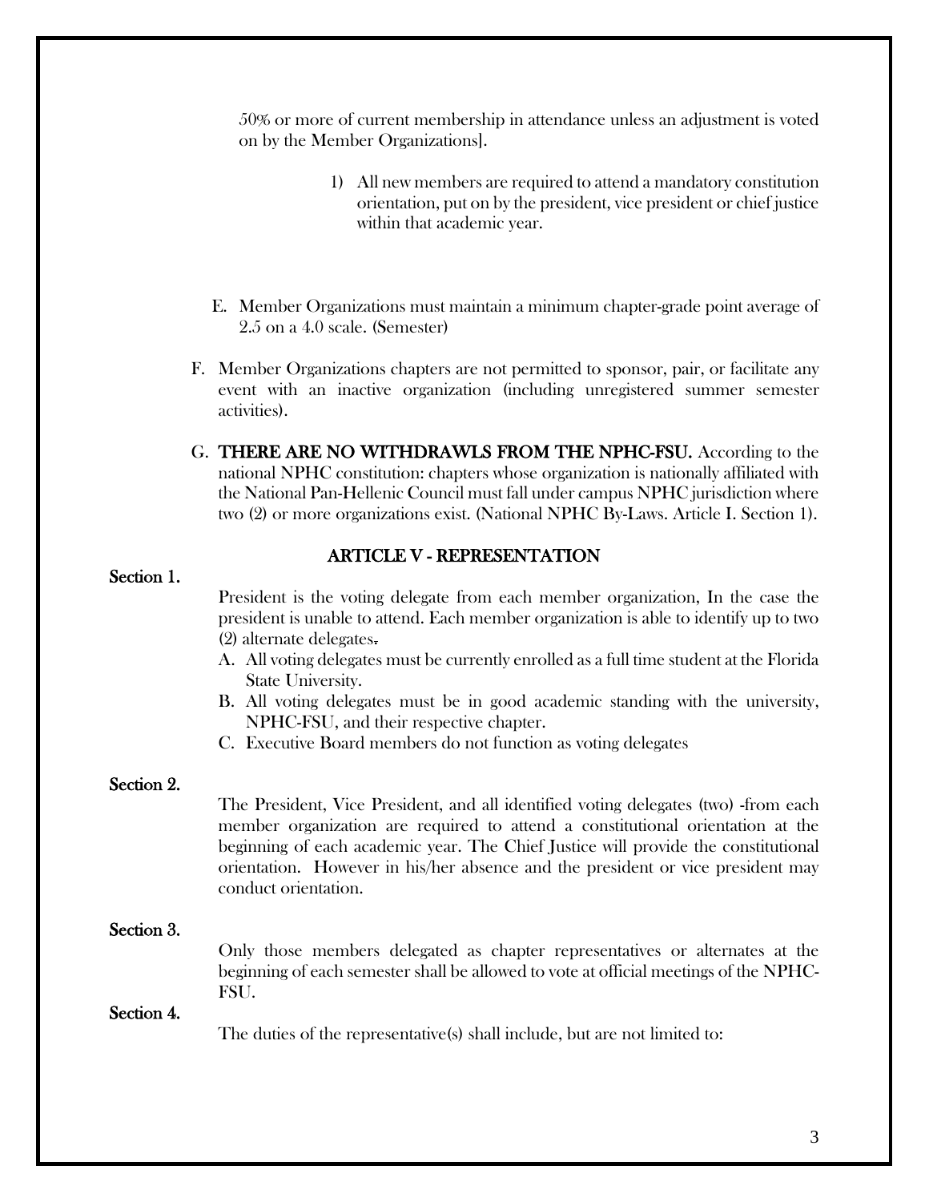50% or more of current membership in attendance unless an adjustment is voted on by the Member Organizations].

1) All new members are required to attend a mandatory constitution orientation, put on by the president, vice president or chief justice within that academic year.

E. Member Organizations must maintain a minimum chapter-grade point average of 2.5 on a 4.0 scale. (Semester)

F. Member Organizations chapters are not permitted to sponsor, pair, or facilitate any event with an inactive organization (including unregistered summer semester activities).

G. **THERE ARE NO WITHDRAWLS FROM THE NPHC-FSU.** According to the national NPHC constitution: chapters whose organization is nationally affiliated with the National Pan-Hellenic Council must fall under campus NPHC jurisdiction where two (2) or more organizations exist. (National NPHC By-Laws. Article I. Section 1).

## ARTICLE V - REPRESENTATION

**Section 1.**

President is the voting delegate from each member organization, In the case the president is unable to attend. Each member organization is able to identify up to two (2) alternate delegates.

A. All voting delegates must be currently enrolled as a full time student at the Florida State University.
B. All voting delegates must be in good academic standing with the university, NPHC-FSU, and their respective chapter.
C. Executive Board members do not function as voting delegates

**Section 2.**

The President, Vice President, and all identified voting delegates (two) -from each member organization are required to attend a constitutional orientation at the beginning of each academic year. The Chief Justice will provide the constitutional orientation. However in his/her absence and the president or vice president may conduct orientation.

**Section 3.**

Only those members delegated as chapter representatives or alternates at the beginning of each semester shall be allowed to vote at official meetings of the NPHC-FSU.

**Section 4.**

The duties of the representative(s) shall include, but are not limited to: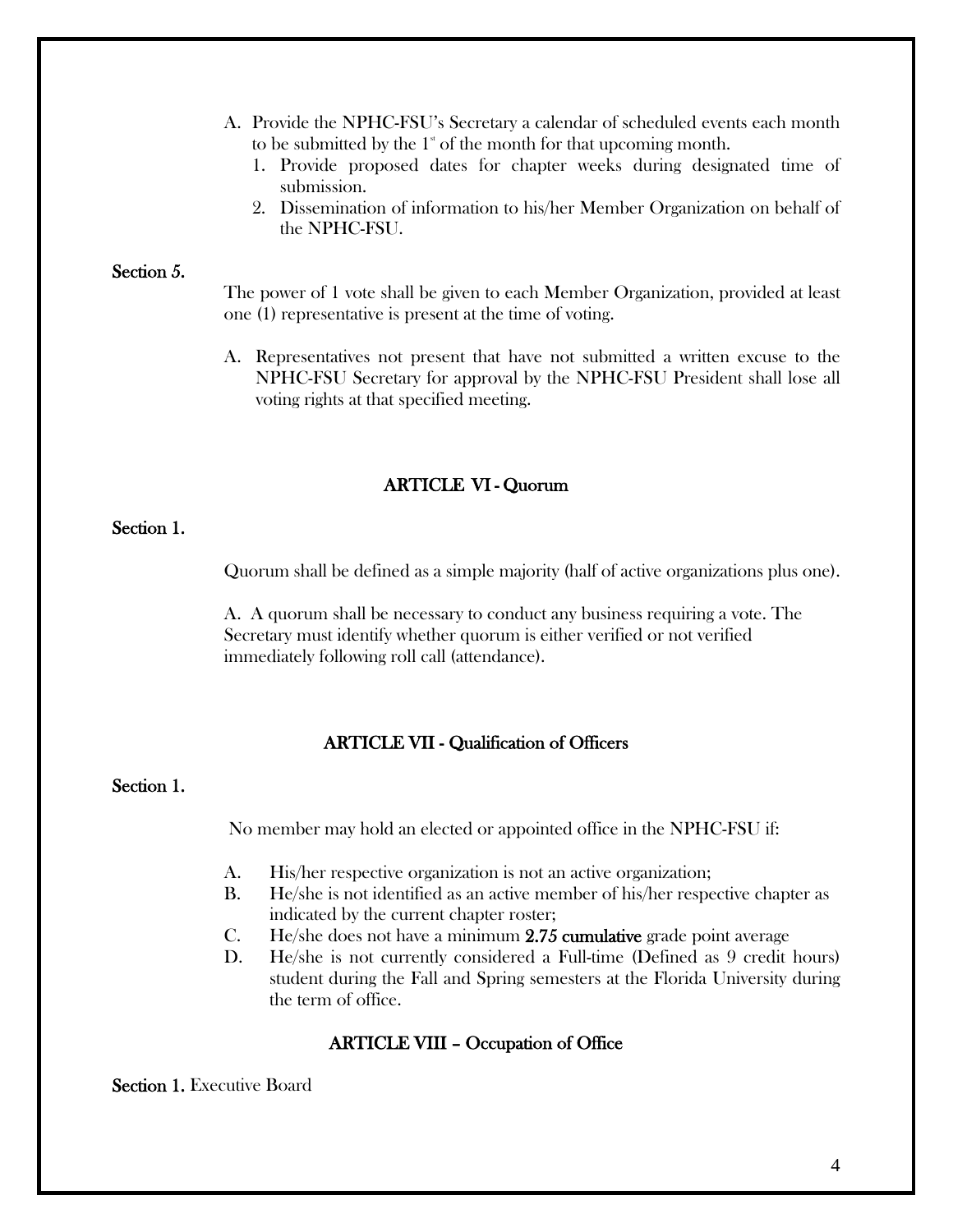A. Provide the NPHC-FSU's Secretary a calendar of scheduled events each month to be submitted by the 1st of the month for that upcoming month.
   1. Provide proposed dates for chapter weeks during designated time of submission.
   2. Dissemination of information to his/her Member Organization on behalf of the NPHC-FSU.

**Section 5.**

The power of 1 vote shall be given to each Member Organization, provided at least one (1) representative is present at the time of voting.

A. Representatives not present that have not submitted a written excuse to the NPHC-FSU Secretary for approval by the NPHC-FSU President shall lose all voting rights at that specified meeting.

## ARTICLE VI - Quorum

**Section 1.**

Quorum shall be defined as a simple majority (half of active organizations plus one).

A. A quorum shall be necessary to conduct any business requiring a vote. The Secretary must identify whether quorum is either verified or not verified immediately following roll call (attendance).

## ARTICLE VII - Qualification of Officers

**Section 1.**

No member may hold an elected or appointed office in the NPHC-FSU if:

A. His/her respective organization is not an active organization;
B. He/she is not identified as an active member of his/her respective chapter as indicated by the current chapter roster;
C. He/she does not have a minimum **2.75 cumulative** grade point average
D. He/she is not currently considered a Full-time (Defined as 9 credit hours) student during the Fall and Spring semesters at the Florida University during the term of office.

## ARTICLE VIII – Occupation of Office

**Section 1.** Executive Board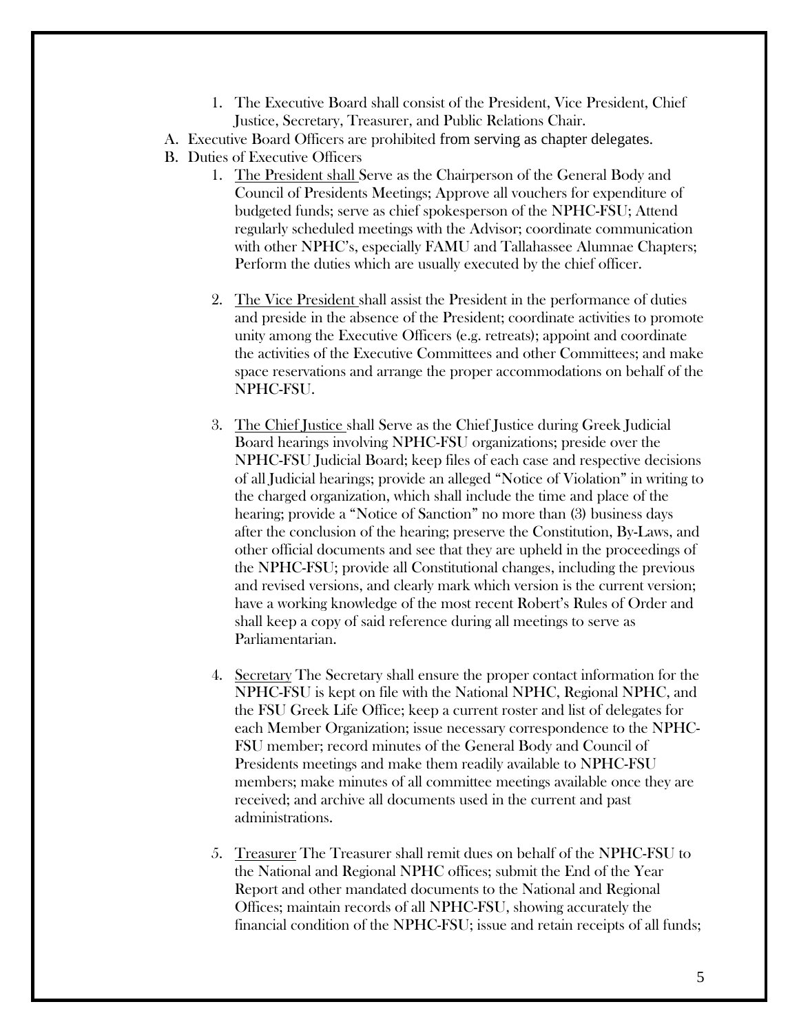1. The Executive Board shall consist of the President, Vice President, Chief Justice, Secretary, Treasurer, and Public Relations Chair.

A. Executive Board Officers are prohibited from serving as chapter delegates.

B. Duties of Executive Officers

   1. <u>The President shall</u> Serve as the Chairperson of the General Body and Council of Presidents Meetings; Approve all vouchers for expenditure of budgeted funds; serve as chief spokesperson of the NPHC-FSU; Attend regularly scheduled meetings with the Advisor; coordinate communication with other NPHC's, especially FAMU and Tallahassee Alumnae Chapters; Perform the duties which are usually executed by the chief officer.

   2. <u>The Vice President</u> shall assist the President in the performance of duties and preside in the absence of the President; coordinate activities to promote unity among the Executive Officers (e.g. retreats); appoint and coordinate the activities of the Executive Committees and other Committees; and make space reservations and arrange the proper accommodations on behalf of the NPHC-FSU.

   3. <u>The Chief Justice</u> shall Serve as the Chief Justice during Greek Judicial Board hearings involving NPHC-FSU organizations; preside over the NPHC-FSU Judicial Board; keep files of each case and respective decisions of all Judicial hearings; provide an alleged "Notice of Violation" in writing to the charged organization, which shall include the time and place of the hearing; provide a "Notice of Sanction" no more than (3) business days after the conclusion of the hearing; preserve the Constitution, By-Laws, and other official documents and see that they are upheld in the proceedings of the NPHC-FSU; provide all Constitutional changes, including the previous and revised versions, and clearly mark which version is the current version; have a working knowledge of the most recent Robert's Rules of Order and shall keep a copy of said reference during all meetings to serve as Parliamentarian.

   4. <u>Secretary</u> The Secretary shall ensure the proper contact information for the NPHC-FSU is kept on file with the National NPHC, Regional NPHC, and the FSU Greek Life Office; keep a current roster and list of delegates for each Member Organization; issue necessary correspondence to the NPHC-FSU member; record minutes of the General Body and Council of Presidents meetings and make them readily available to NPHC-FSU members; make minutes of all committee meetings available once they are received; and archive all documents used in the current and past administrations.

   5. <u>Treasurer</u> The Treasurer shall remit dues on behalf of the NPHC-FSU to the National and Regional NPHC offices; submit the End of the Year Report and other mandated documents to the National and Regional Offices; maintain records of all NPHC-FSU, showing accurately the financial condition of the NPHC-FSU; issue and retain receipts of all funds;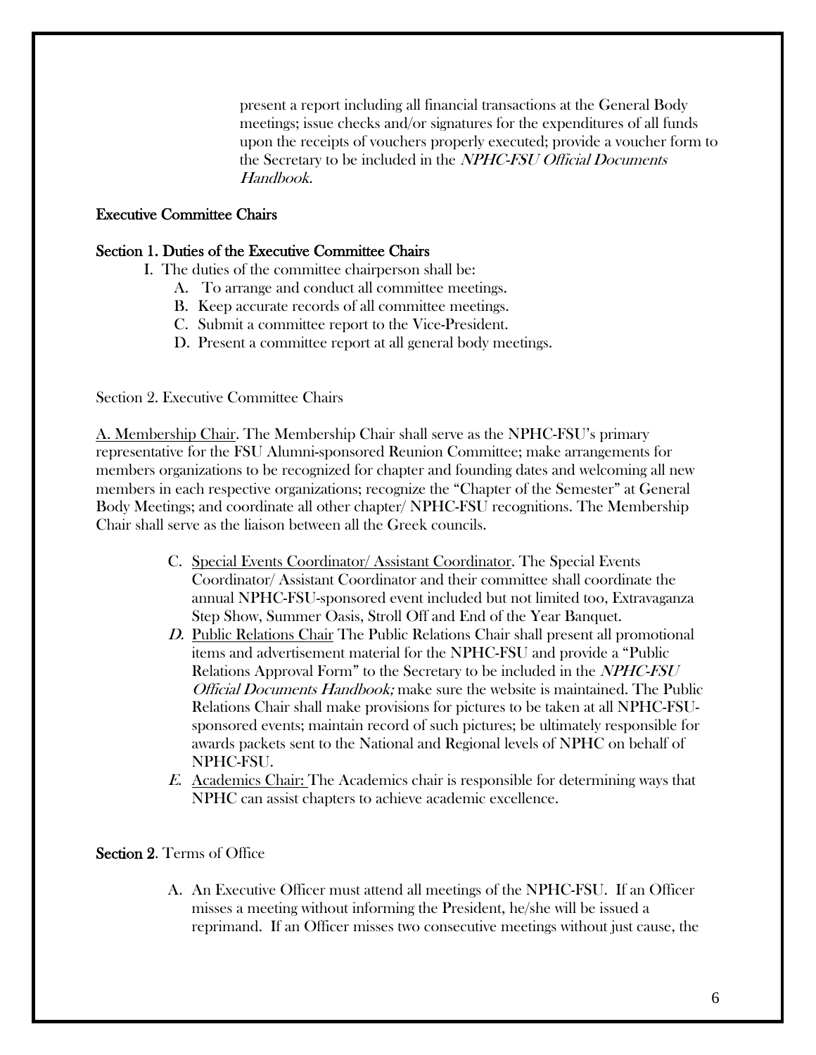present a report including all financial transactions at the General Body meetings; issue checks and/or signatures for the expenditures of all funds upon the receipts of vouchers properly executed; provide a voucher form to the Secretary to be included in the *NPHC-FSU Official Documents Handbook*.

## Executive Committee Chairs

### Section 1. Duties of the Executive Committee Chairs

I. The duties of the committee chairperson shall be:
   - A. To arrange and conduct all committee meetings.
   - B. Keep accurate records of all committee meetings.
   - C. Submit a committee report to the Vice-President.
   - D. Present a committee report at all general body meetings.

Section 2. Executive Committee Chairs

<u>A. Membership Chair</u>. The Membership Chair shall serve as the NPHC-FSU's primary representative for the FSU Alumni-sponsored Reunion Committee; make arrangements for members organizations to be recognized for chapter and founding dates and welcoming all new members in each respective organizations; recognize the "Chapter of the Semester" at General Body Meetings; and coordinate all other chapter/ NPHC-FSU recognitions. The Membership Chair shall serve as the liaison between all the Greek councils.

C. <u>Special Events Coordinator/ Assistant Coordinator</u>. The Special Events Coordinator/ Assistant Coordinator and their committee shall coordinate the annual NPHC-FSU-sponsored event included but not limited too, Extravaganza Step Show, Summer Oasis, Stroll Off and End of the Year Banquet.

*D.* <u>Public Relations Chair</u> The Public Relations Chair shall present all promotional items and advertisement material for the NPHC-FSU and provide a "Public Relations Approval Form" to the Secretary to be included in the *NPHC-FSU Official Documents Handbook;* make sure the website is maintained. The Public Relations Chair shall make provisions for pictures to be taken at all NPHC-FSU-sponsored events; maintain record of such pictures; be ultimately responsible for awards packets sent to the National and Regional levels of NPHC on behalf of NPHC-FSU.

*E.* <u>Academics Chair:</u> The Academics chair is responsible for determining ways that NPHC can assist chapters to achieve academic excellence.

**Section 2**. Terms of Office

A. An Executive Officer must attend all meetings of the NPHC-FSU. If an Officer misses a meeting without informing the President, he/she will be issued a reprimand. If an Officer misses two consecutive meetings without just cause, the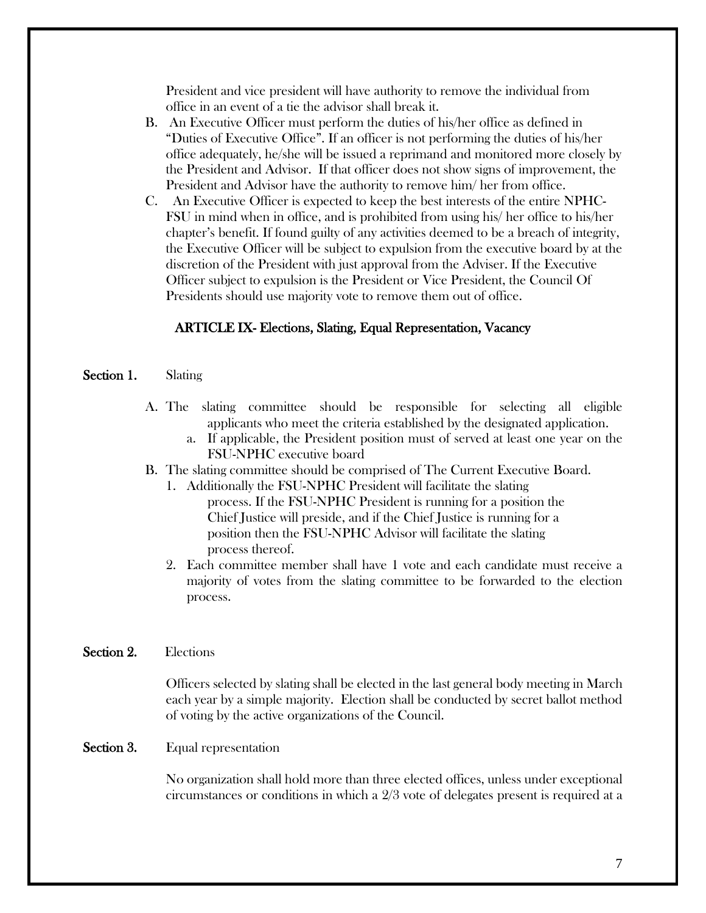President and vice president will have authority to remove the individual from office in an event of a tie the advisor shall break it.

B. An Executive Officer must perform the duties of his/her office as defined in "Duties of Executive Office". If an officer is not performing the duties of his/her office adequately, he/she will be issued a reprimand and monitored more closely by the President and Advisor. If that officer does not show signs of improvement, the President and Advisor have the authority to remove him/ her from office.

C. An Executive Officer is expected to keep the best interests of the entire NPHC-FSU in mind when in office, and is prohibited from using his/ her office to his/her chapter's benefit. If found guilty of any activities deemed to be a breach of integrity, the Executive Officer will be subject to expulsion from the executive board by at the discretion of the President with just approval from the Adviser. If the Executive Officer subject to expulsion is the President or Vice President, the Council Of Presidents should use majority vote to remove them out of office.

## ARTICLE IX- Elections, Slating, Equal Representation, Vacancy

**Section 1.** Slating

A. The slating committee should be responsible for selecting all eligible applicants who meet the criteria established by the designated application.
   a. If applicable, the President position must of served at least one year on the FSU-NPHC executive board

B. The slating committee should be comprised of The Current Executive Board.
   1. Additionally the FSU-NPHC President will facilitate the slating process. If the FSU-NPHC President is running for a position the Chief Justice will preside, and if the Chief Justice is running for a position then the FSU-NPHC Advisor will facilitate the slating process thereof.
   2. Each committee member shall have 1 vote and each candidate must receive a majority of votes from the slating committee to be forwarded to the election process.

**Section 2.** Elections

Officers selected by slating shall be elected in the last general body meeting in March each year by a simple majority. Election shall be conducted by secret ballot method of voting by the active organizations of the Council.

**Section 3.** Equal representation

No organization shall hold more than three elected offices, unless under exceptional circumstances or conditions in which a 2/3 vote of delegates present is required at a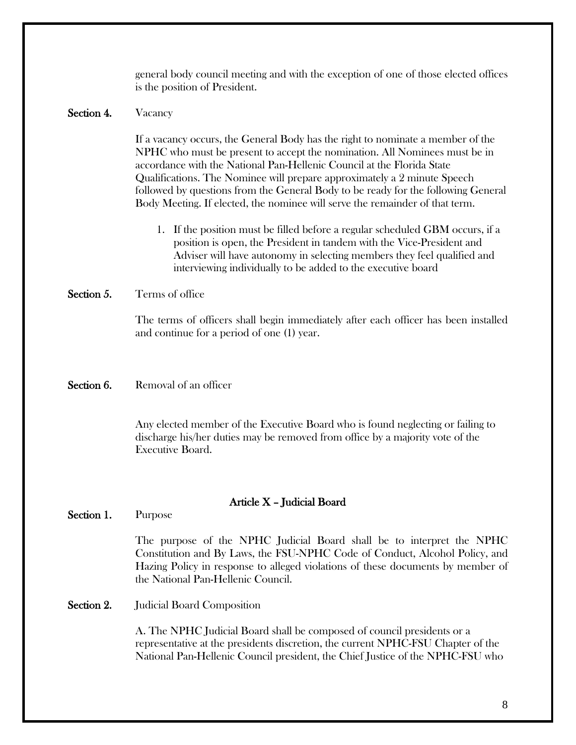general body council meeting and with the exception of one of those elected offices is the position of President.

**Section 4.** Vacancy

If a vacancy occurs, the General Body has the right to nominate a member of the NPHC who must be present to accept the nomination. All Nominees must be in accordance with the National Pan-Hellenic Council at the Florida State Qualifications. The Nominee will prepare approximately a 2 minute Speech followed by questions from the General Body to be ready for the following General Body Meeting. If elected, the nominee will serve the remainder of that term.

1. If the position must be filled before a regular scheduled GBM occurs, if a position is open, the President in tandem with the Vice-President and Adviser will have autonomy in selecting members they feel qualified and interviewing individually to be added to the executive board

**Section 5.** Terms of office

The terms of officers shall begin immediately after each officer has been installed and continue for a period of one (1) year.

**Section 6.** Removal of an officer

Any elected member of the Executive Board who is found neglecting or failing to discharge his/her duties may be removed from office by a majority vote of the Executive Board.

## Article X – Judicial Board

**Section 1.** Purpose

The purpose of the NPHC Judicial Board shall be to interpret the NPHC Constitution and By Laws, the FSU-NPHC Code of Conduct, Alcohol Policy, and Hazing Policy in response to alleged violations of these documents by member of the National Pan-Hellenic Council.

**Section 2.** Judicial Board Composition

A. The NPHC Judicial Board shall be composed of council presidents or a representative at the presidents discretion, the current NPHC-FSU Chapter of the National Pan-Hellenic Council president, the Chief Justice of the NPHC-FSU who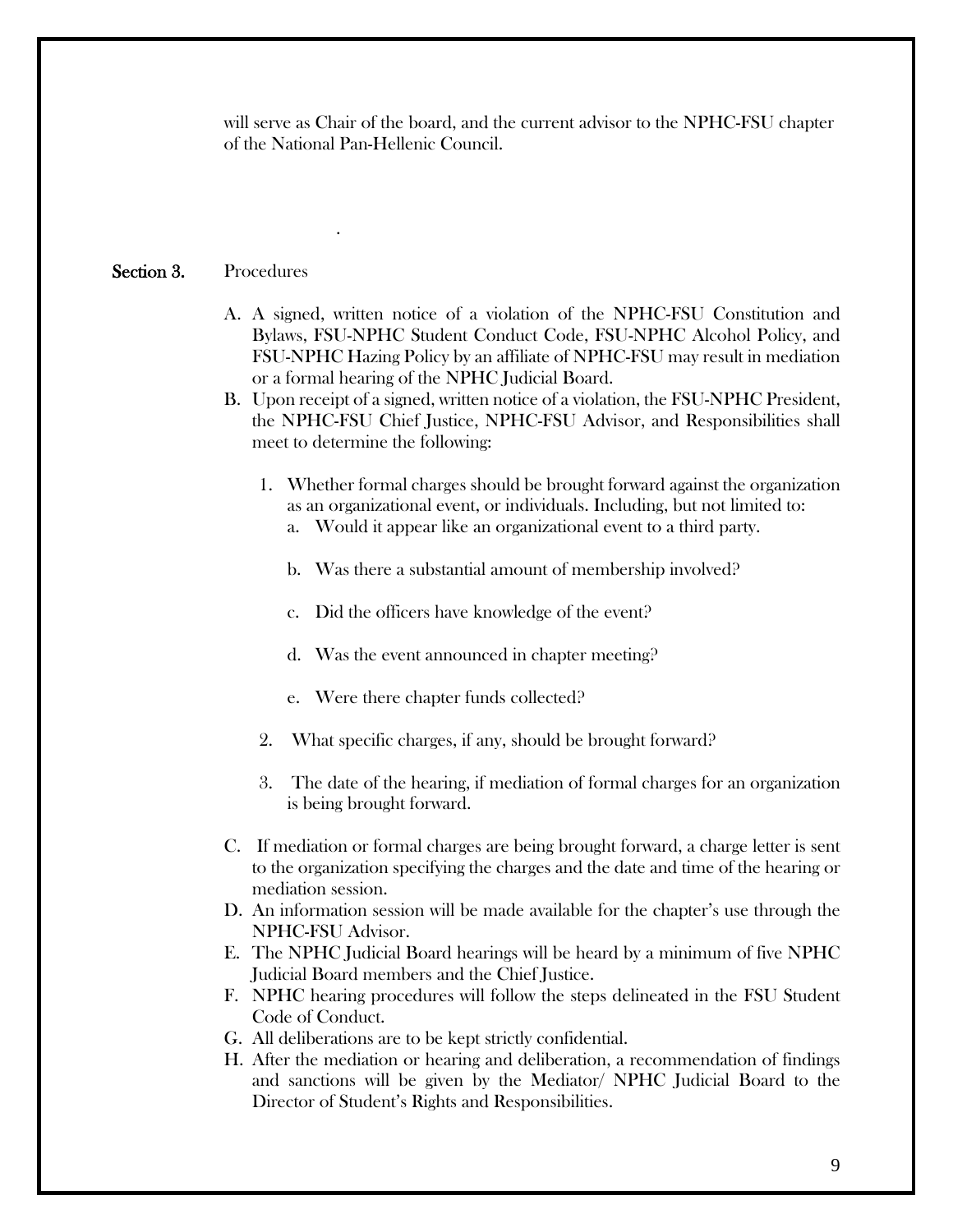will serve as Chair of the board, and the current advisor to the NPHC-FSU chapter of the National Pan-Hellenic Council.

.

**Section 3.** Procedures

A. A signed, written notice of a violation of the NPHC-FSU Constitution and Bylaws, FSU-NPHC Student Conduct Code, FSU-NPHC Alcohol Policy, and FSU-NPHC Hazing Policy by an affiliate of NPHC-FSU may result in mediation or a formal hearing of the NPHC Judicial Board.

B. Upon receipt of a signed, written notice of a violation, the FSU-NPHC President, the NPHC-FSU Chief Justice, NPHC-FSU Advisor, and Responsibilities shall meet to determine the following:

   1. Whether formal charges should be brought forward against the organization as an organizational event, or individuals. Including, but not limited to:
      a. Would it appear like an organizational event to a third party.
      b. Was there a substantial amount of membership involved?
      c. Did the officers have knowledge of the event?
      d. Was the event announced in chapter meeting?
      e. Were there chapter funds collected?
   2. What specific charges, if any, should be brought forward?
   3. The date of the hearing, if mediation of formal charges for an organization is being brought forward.

C. If mediation or formal charges are being brought forward, a charge letter is sent to the organization specifying the charges and the date and time of the hearing or mediation session.

D. An information session will be made available for the chapter's use through the NPHC-FSU Advisor.

E. The NPHC Judicial Board hearings will be heard by a minimum of five NPHC Judicial Board members and the Chief Justice.

F. NPHC hearing procedures will follow the steps delineated in the FSU Student Code of Conduct.

G. All deliberations are to be kept strictly confidential.

H. After the mediation or hearing and deliberation, a recommendation of findings and sanctions will be given by the Mediator/ NPHC Judicial Board to the Director of Student's Rights and Responsibilities.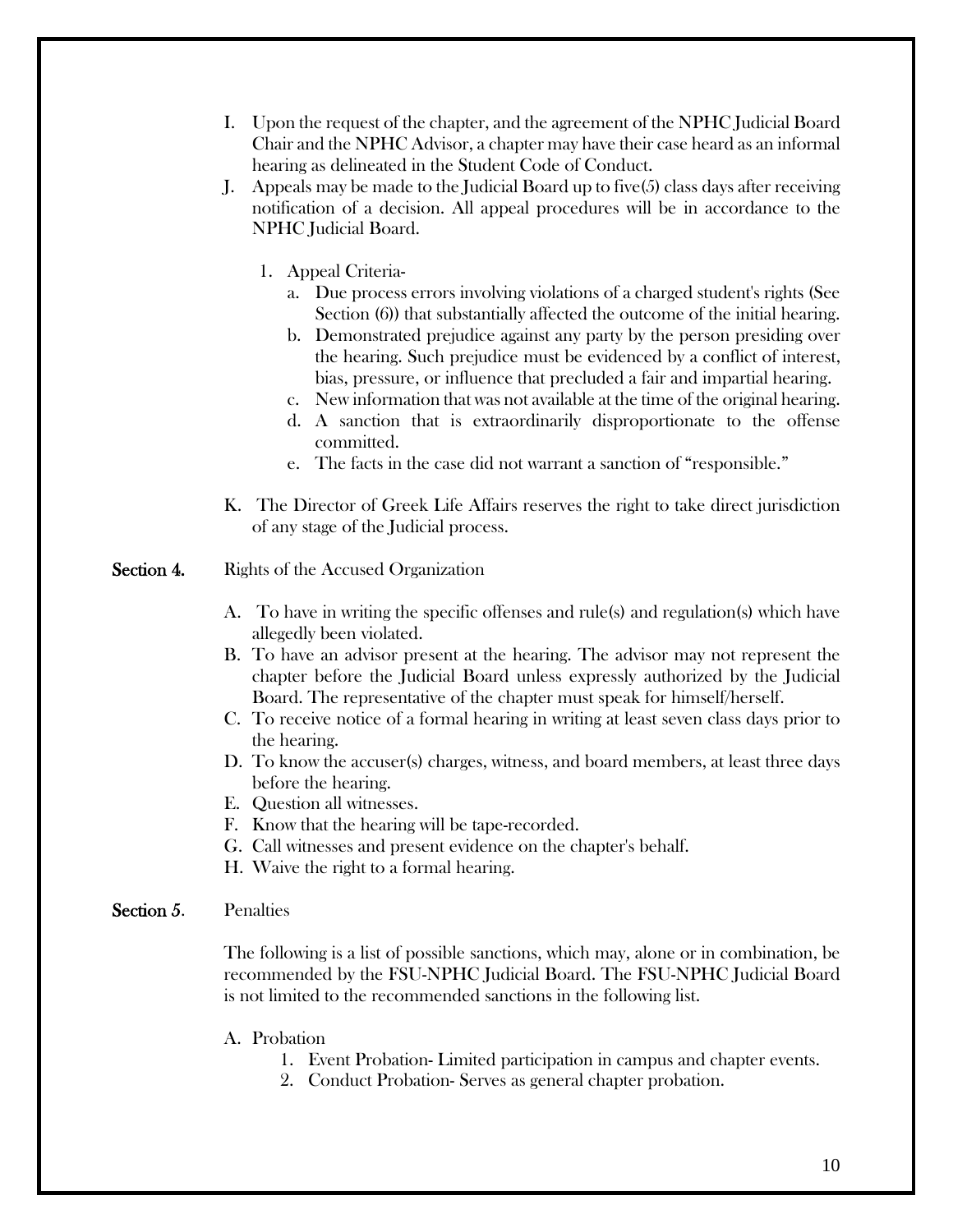I. Upon the request of the chapter, and the agreement of the NPHC Judicial Board Chair and the NPHC Advisor, a chapter may have their case heard as an informal hearing as delineated in the Student Code of Conduct.

J. Appeals may be made to the Judicial Board up to five(5) class days after receiving notification of a decision. All appeal procedures will be in accordance to the NPHC Judicial Board.

   1. Appeal Criteria-
      a. Due process errors involving violations of a charged student's rights (See Section (6)) that substantially affected the outcome of the initial hearing.
      b. Demonstrated prejudice against any party by the person presiding over the hearing. Such prejudice must be evidenced by a conflict of interest, bias, pressure, or influence that precluded a fair and impartial hearing.
      c. New information that was not available at the time of the original hearing.
      d. A sanction that is extraordinarily disproportionate to the offense committed.
      e. The facts in the case did not warrant a sanction of "responsible."

K. The Director of Greek Life Affairs reserves the right to take direct jurisdiction of any stage of the Judicial process.

**Section 4.** Rights of the Accused Organization

A. To have in writing the specific offenses and rule(s) and regulation(s) which have allegedly been violated.
B. To have an advisor present at the hearing. The advisor may not represent the chapter before the Judicial Board unless expressly authorized by the Judicial Board. The representative of the chapter must speak for himself/herself.
C. To receive notice of a formal hearing in writing at least seven class days prior to the hearing.
D. To know the accuser(s) charges, witness, and board members, at least three days before the hearing.
E. Question all witnesses.
F. Know that the hearing will be tape-recorded.
G. Call witnesses and present evidence on the chapter's behalf.
H. Waive the right to a formal hearing.

**Section 5.** Penalties

The following is a list of possible sanctions, which may, alone or in combination, be recommended by the FSU-NPHC Judicial Board. The FSU-NPHC Judicial Board is not limited to the recommended sanctions in the following list.

A. Probation
   1. Event Probation- Limited participation in campus and chapter events.
   2. Conduct Probation- Serves as general chapter probation.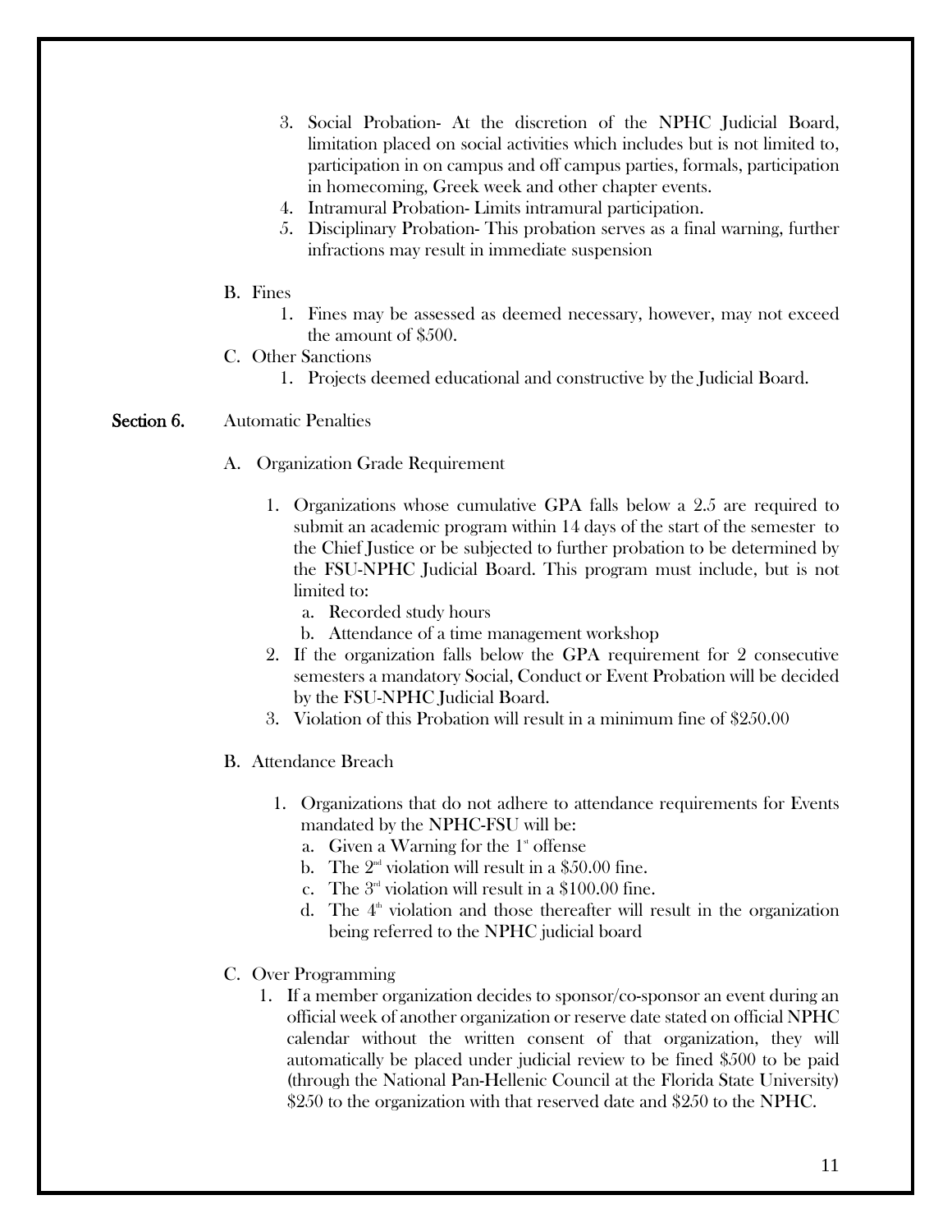3. Social Probation- At the discretion of the NPHC Judicial Board, limitation placed on social activities which includes but is not limited to, participation in on campus and off campus parties, formals, participation in homecoming, Greek week and other chapter events.
4. Intramural Probation- Limits intramural participation.
5. Disciplinary Probation- This probation serves as a final warning, further infractions may result in immediate suspension

B. Fines
   1. Fines may be assessed as deemed necessary, however, may not exceed the amount of $500.

C. Other Sanctions
   1. Projects deemed educational and constructive by the Judicial Board.

**Section 6.** Automatic Penalties

A. Organization Grade Requirement

   1. Organizations whose cumulative GPA falls below a 2.5 are required to submit an academic program within 14 days of the start of the semester to the Chief Justice or be subjected to further probation to be determined by the FSU-NPHC Judicial Board. This program must include, but is not limited to:
      a. Recorded study hours
      b. Attendance of a time management workshop
   2. If the organization falls below the GPA requirement for 2 consecutive semesters a mandatory Social, Conduct or Event Probation will be decided by the FSU-NPHC Judicial Board.
   3. Violation of this Probation will result in a minimum fine of $250.00

B. Attendance Breach

   1. Organizations that do not adhere to attendance requirements for Events mandated by the NPHC-FSU will be:
      a. Given a Warning for the 1st offense
      b. The 2nd violation will result in a $50.00 fine.
      c. The 3rd violation will result in a $100.00 fine.
      d. The 4th violation and those thereafter will result in the organization being referred to the NPHC judicial board

C. Over Programming
   1. If a member organization decides to sponsor/co-sponsor an event during an official week of another organization or reserve date stated on official NPHC calendar without the written consent of that organization, they will automatically be placed under judicial review to be fined $500 to be paid (through the National Pan-Hellenic Council at the Florida State University) $250 to the organization with that reserved date and $250 to the NPHC.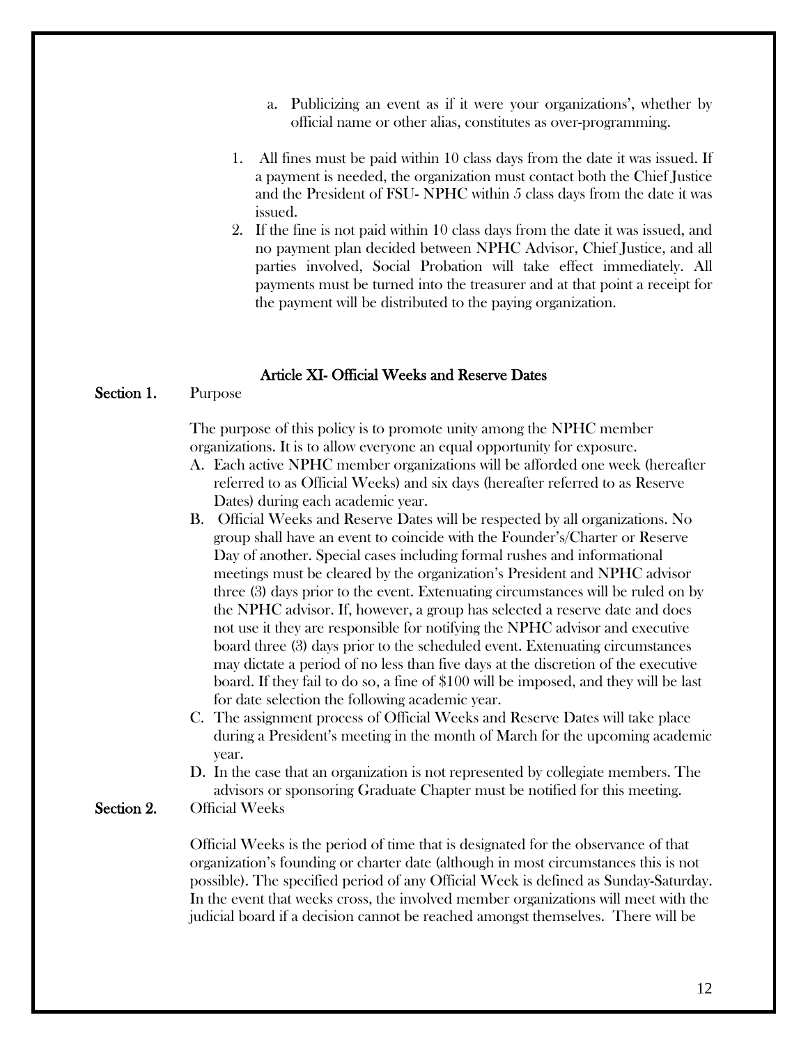a. Publicizing an event as if it were your organizations', whether by official name or other alias, constitutes as over-programming.

1. All fines must be paid within 10 class days from the date it was issued. If a payment is needed, the organization must contact both the Chief Justice and the President of FSU- NPHC within 5 class days from the date it was issued.
2. If the fine is not paid within 10 class days from the date it was issued, and no payment plan decided between NPHC Advisor, Chief Justice, and all parties involved, Social Probation will take effect immediately. All payments must be turned into the treasurer and at that point a receipt for the payment will be distributed to the paying organization.

## Article XI- Official Weeks and Reserve Dates

**Section 1.** Purpose

The purpose of this policy is to promote unity among the NPHC member organizations. It is to allow everyone an equal opportunity for exposure.

A. Each active NPHC member organizations will be afforded one week (hereafter referred to as Official Weeks) and six days (hereafter referred to as Reserve Dates) during each academic year.

B. Official Weeks and Reserve Dates will be respected by all organizations. No group shall have an event to coincide with the Founder's/Charter or Reserve Day of another. Special cases including formal rushes and informational meetings must be cleared by the organization's President and NPHC advisor three (3) days prior to the event. Extenuating circumstances will be ruled on by the NPHC advisor. If, however, a group has selected a reserve date and does not use it they are responsible for notifying the NPHC advisor and executive board three (3) days prior to the scheduled event. Extenuating circumstances may dictate a period of no less than five days at the discretion of the executive board. If they fail to do so, a fine of $100 will be imposed, and they will be last for date selection the following academic year.

C. The assignment process of Official Weeks and Reserve Dates will take place during a President's meeting in the month of March for the upcoming academic year.

D. In the case that an organization is not represented by collegiate members. The advisors or sponsoring Graduate Chapter must be notified for this meeting.

**Section 2.** Official Weeks

Official Weeks is the period of time that is designated for the observance of that organization's founding or charter date (although in most circumstances this is not possible). The specified period of any Official Week is defined as Sunday-Saturday. In the event that weeks cross, the involved member organizations will meet with the judicial board if a decision cannot be reached amongst themselves. There will be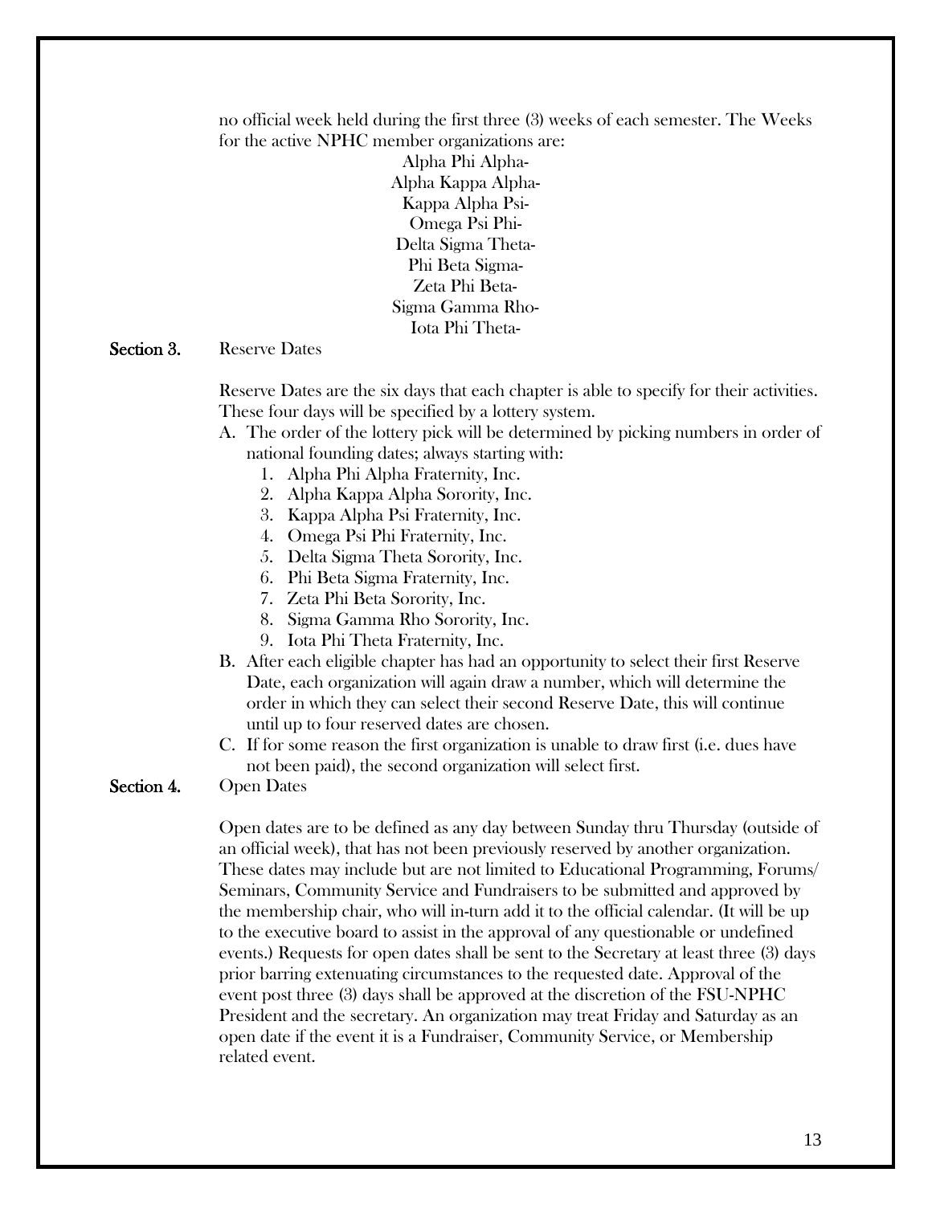no official week held during the first three (3) weeks of each semester. The Weeks for the active NPHC member organizations are:

Alpha Phi Alpha-
Alpha Kappa Alpha-
Kappa Alpha Psi-
Omega Psi Phi-
Delta Sigma Theta-
Phi Beta Sigma-
Zeta Phi Beta-
Sigma Gamma Rho-
Iota Phi Theta-

**Section 3.** Reserve Dates

Reserve Dates are the six days that each chapter is able to specify for their activities. These four days will be specified by a lottery system.

A. The order of the lottery pick will be determined by picking numbers in order of national founding dates; always starting with:
    1. Alpha Phi Alpha Fraternity, Inc.
    2. Alpha Kappa Alpha Sorority, Inc.
    3. Kappa Alpha Psi Fraternity, Inc.
    4. Omega Psi Phi Fraternity, Inc.
    5. Delta Sigma Theta Sorority, Inc.
    6. Phi Beta Sigma Fraternity, Inc.
    7. Zeta Phi Beta Sorority, Inc.
    8. Sigma Gamma Rho Sorority, Inc.
    9. Iota Phi Theta Fraternity, Inc.
B. After each eligible chapter has had an opportunity to select their first Reserve Date, each organization will again draw a number, which will determine the order in which they can select their second Reserve Date, this will continue until up to four reserved dates are chosen.
C. If for some reason the first organization is unable to draw first (i.e. dues have not been paid), the second organization will select first.

**Section 4.** Open Dates

Open dates are to be defined as any day between Sunday thru Thursday (outside of an official week), that has not been previously reserved by another organization. These dates may include but are not limited to Educational Programming, Forums/ Seminars, Community Service and Fundraisers to be submitted and approved by the membership chair, who will in-turn add it to the official calendar. (It will be up to the executive board to assist in the approval of any questionable or undefined events.) Requests for open dates shall be sent to the Secretary at least three (3) days prior barring extenuating circumstances to the requested date. Approval of the event post three (3) days shall be approved at the discretion of the FSU-NPHC President and the secretary. An organization may treat Friday and Saturday as an open date if the event it is a Fundraiser, Community Service, or Membership related event.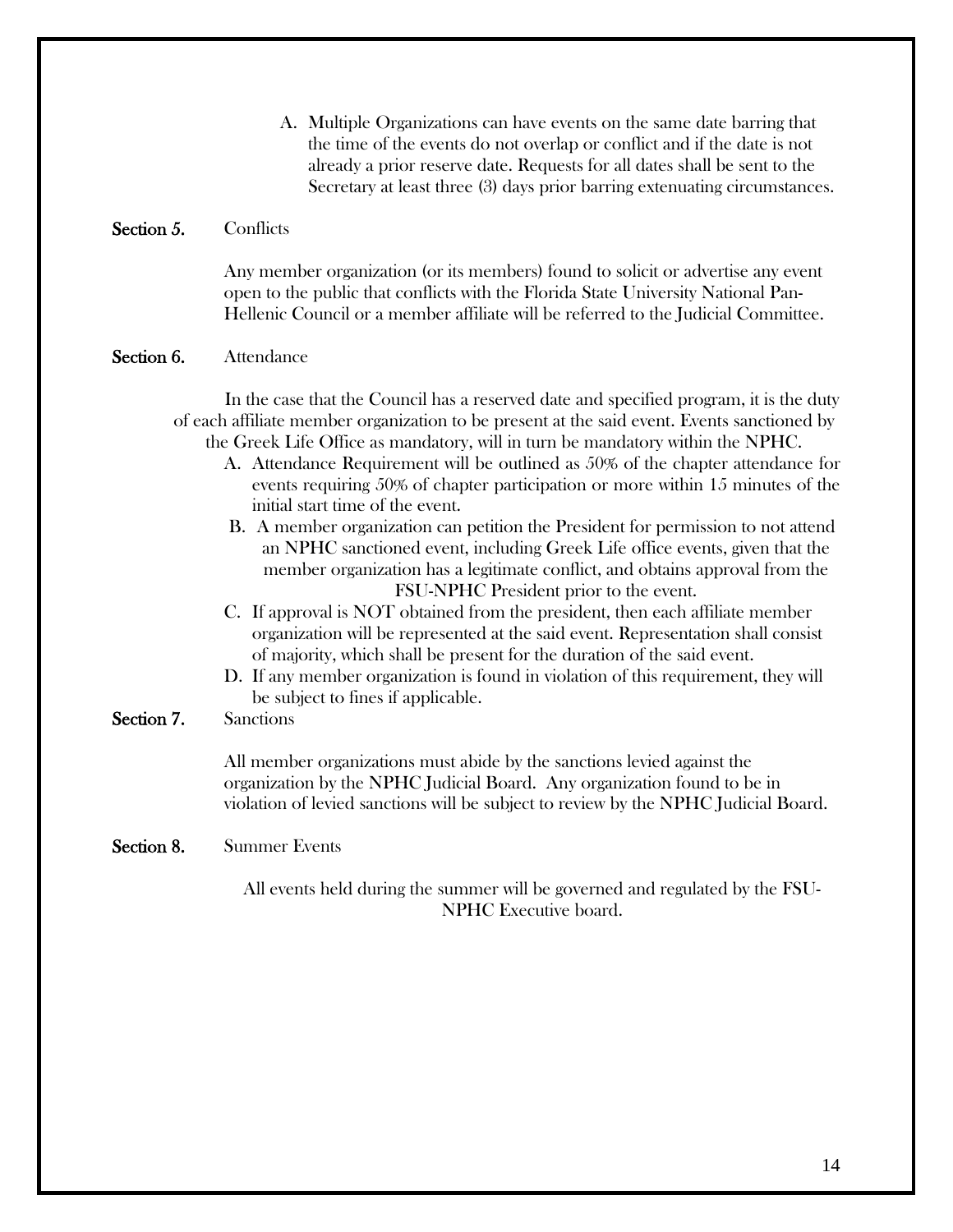A. Multiple Organizations can have events on the same date barring that the time of the events do not overlap or conflict and if the date is not already a prior reserve date. Requests for all dates shall be sent to the Secretary at least three (3) days prior barring extenuating circumstances.

**Section 5.** Conflicts

Any member organization (or its members) found to solicit or advertise any event open to the public that conflicts with the Florida State University National Pan-Hellenic Council or a member affiliate will be referred to the Judicial Committee.

**Section 6.** Attendance

In the case that the Council has a reserved date and specified program, it is the duty of each affiliate member organization to be present at the said event. Events sanctioned by the Greek Life Office as mandatory, will in turn be mandatory within the NPHC.

A. Attendance Requirement will be outlined as 50% of the chapter attendance for events requiring 50% of chapter participation or more within 15 minutes of the initial start time of the event.
B. A member organization can petition the President for permission to not attend an NPHC sanctioned event, including Greek Life office events, given that the member organization has a legitimate conflict, and obtains approval from the FSU-NPHC President prior to the event.
C. If approval is NOT obtained from the president, then each affiliate member organization will be represented at the said event. Representation shall consist of majority, which shall be present for the duration of the said event.
D. If any member organization is found in violation of this requirement, they will be subject to fines if applicable.

**Section 7.** Sanctions

All member organizations must abide by the sanctions levied against the organization by the NPHC Judicial Board. Any organization found to be in violation of levied sanctions will be subject to review by the NPHC Judicial Board.

**Section 8.** Summer Events

All events held during the summer will be governed and regulated by the FSU-NPHC Executive board.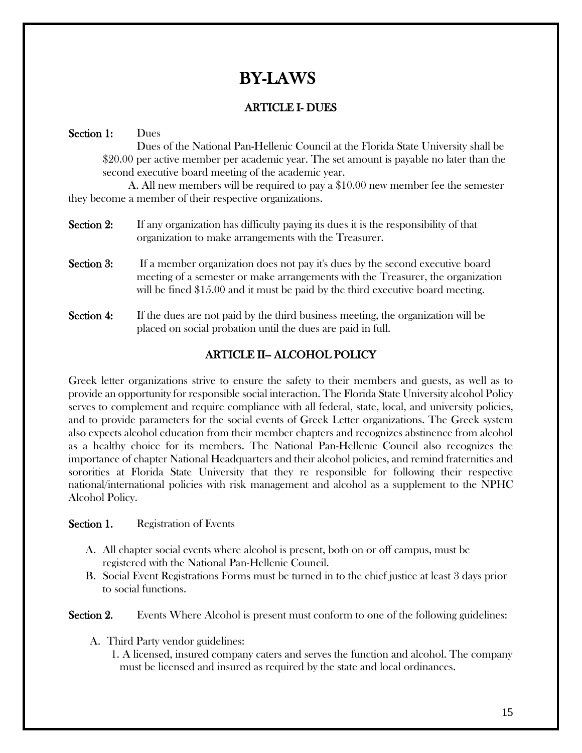# BY-LAWS

## ARTICLE I- DUES

**Section 1:** Dues

Dues of the National Pan-Hellenic Council at the Florida State University shall be $20.00 per active member per academic year. The set amount is payable no later than the second executive board meeting of the academic year.

A. All new members will be required to pay a $10.00 new member fee the semester they become a member of their respective organizations.

**Section 2:** If any organization has difficulty paying its dues it is the responsibility of that organization to make arrangements with the Treasurer.

**Section 3:** If a member organization does not pay it's dues by the second executive board meeting of a semester or make arrangements with the Treasurer, the organization will be fined $15.00 and it must be paid by the third executive board meeting.

**Section 4:** If the dues are not paid by the third business meeting, the organization will be placed on social probation until the dues are paid in full.

## ARTICLE II– ALCOHOL POLICY

Greek letter organizations strive to ensure the safety to their members and guests, as well as to provide an opportunity for responsible social interaction. The Florida State University alcohol Policy serves to complement and require compliance with all federal, state, local, and university policies, and to provide parameters for the social events of Greek Letter organizations. The Greek system also expects alcohol education from their member chapters and recognizes abstinence from alcohol as a healthy choice for its members. The National Pan-Hellenic Council also recognizes the importance of chapter National Headquarters and their alcohol policies, and remind fraternities and sororities at Florida State University that they re responsible for following their respective national/international policies with risk management and alcohol as a supplement to the NPHC Alcohol Policy.

**Section 1.** Registration of Events

A. All chapter social events where alcohol is present, both on or off campus, must be registered with the National Pan-Hellenic Council.
B. Social Event Registrations Forms must be turned in to the chief justice at least 3 days prior to social functions.

**Section 2.** Events Where Alcohol is present must conform to one of the following guidelines:

A. Third Party vendor guidelines:
   1. A licensed, insured company caters and serves the function and alcohol. The company must be licensed and insured as required by the state and local ordinances.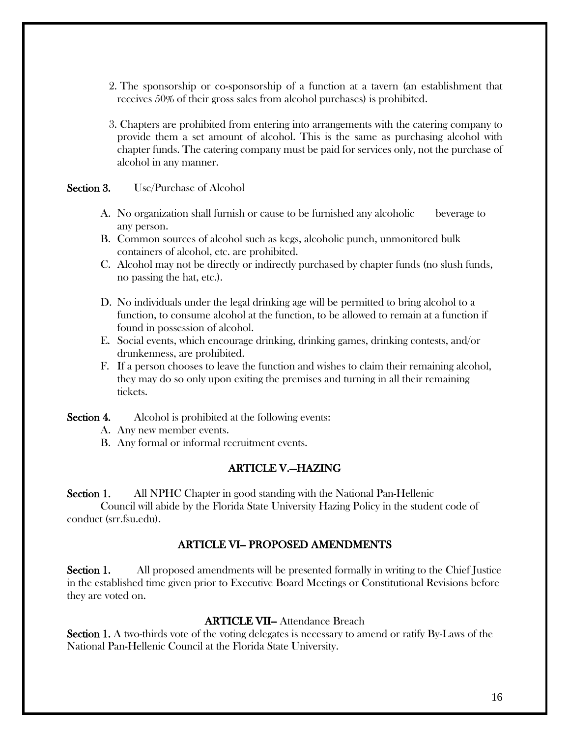2. The sponsorship or co-sponsorship of a function at a tavern (an establishment that receives 50% of their gross sales from alcohol purchases) is prohibited.

3. Chapters are prohibited from entering into arrangements with the catering company to provide them a set amount of alcohol. This is the same as purchasing alcohol with chapter funds. The catering company must be paid for services only, not the purchase of alcohol in any manner.

**Section 3.** Use/Purchase of Alcohol

A. No organization shall furnish or cause to be furnished any alcoholic beverage to any person.
B. Common sources of alcohol such as kegs, alcoholic punch, unmonitored bulk containers of alcohol, etc. are prohibited.
C. Alcohol may not be directly or indirectly purchased by chapter funds (no slush funds, no passing the hat, etc.).
D. No individuals under the legal drinking age will be permitted to bring alcohol to a function, to consume alcohol at the function, to be allowed to remain at a function if found in possession of alcohol.
E. Social events, which encourage drinking, drinking games, drinking contests, and/or drunkenness, are prohibited.
F. If a person chooses to leave the function and wishes to claim their remaining alcohol, they may do so only upon exiting the premises and turning in all their remaining tickets.

**Section 4.** Alcohol is prohibited at the following events:

A. Any new member events.
B. Any formal or informal recruitment events.

## ARTICLE V.—HAZING

**Section 1.** All NPHC Chapter in good standing with the National Pan-Hellenic Council will abide by the Florida State University Hazing Policy in the student code of conduct (srr.fsu.edu).

## ARTICLE VI-- PROPOSED AMENDMENTS

**Section 1.** All proposed amendments will be presented formally in writing to the Chief Justice in the established time given prior to Executive Board Meetings or Constitutional Revisions before they are voted on.

## ARTICLE VII-- Attendance Breach

**Section 1.** A two-thirds vote of the voting delegates is necessary to amend or ratify By-Laws of the National Pan-Hellenic Council at the Florida State University.